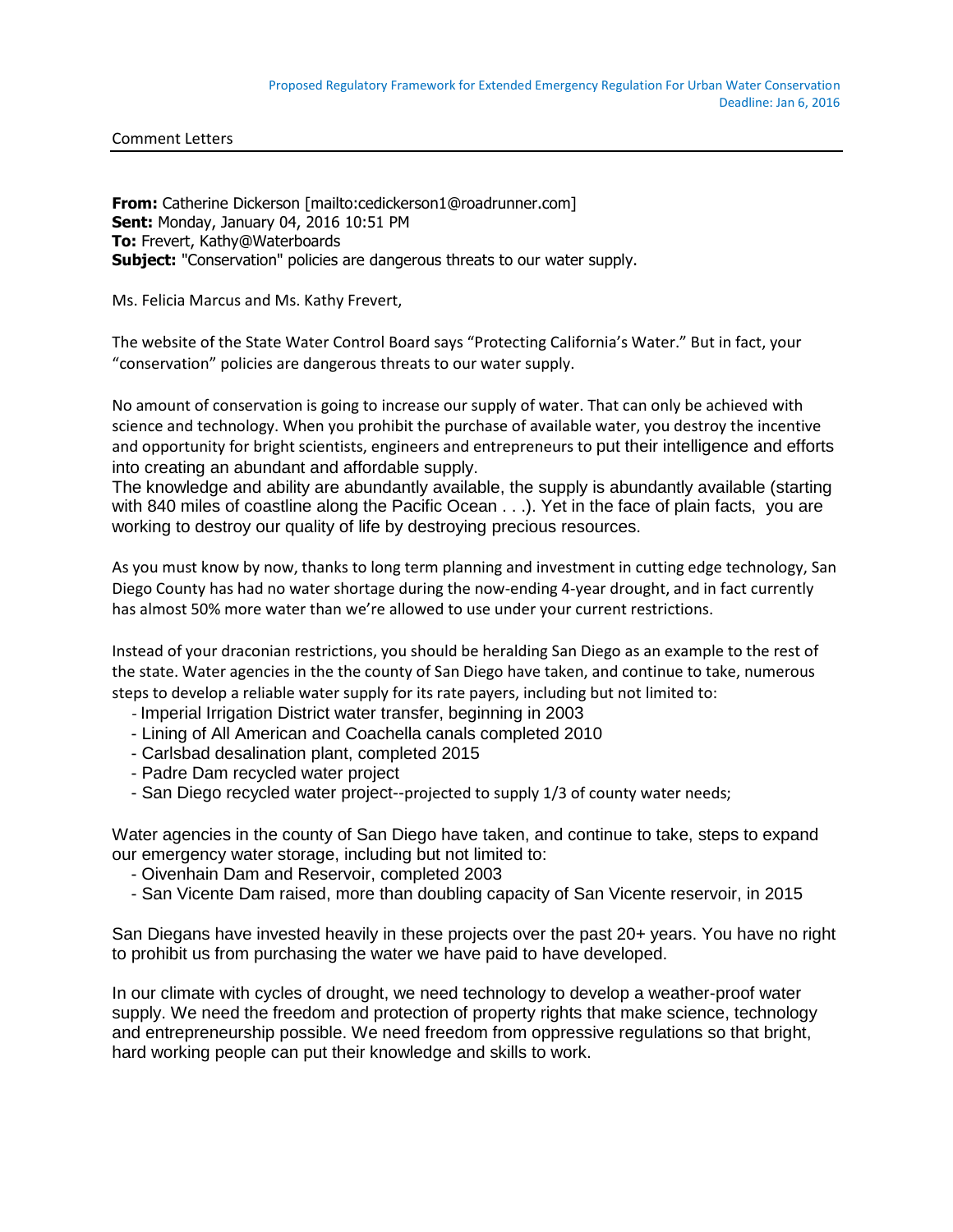Proposed Regulatory Framework for Extended Emergency Regulation For Urban Water Conservation
Deadline: Jan 6, 2016

Comment Letters

**From:** Catherine Dickerson [mailto:cedickerson1@roadrunner.com]
**Sent:** Monday, January 04, 2016 10:51 PM
**To:** Frevert, Kathy@Waterboards
**Subject:** "Conservation" policies are dangerous threats to our water supply.

Ms. Felicia Marcus and Ms. Kathy Frevert,

The website of the State Water Control Board says "Protecting California's Water." But in fact, your "conservation" policies are dangerous threats to our water supply.

No amount of conservation is going to increase our supply of water. That can only be achieved with science and technology. When you prohibit the purchase of available water, you destroy the incentive and opportunity for bright scientists, engineers and entrepreneurs to put their intelligence and efforts into creating an abundant and affordable supply.
The knowledge and ability are abundantly available, the supply is abundantly available (starting with 840 miles of coastline along the Pacific Ocean . . .). Yet in the face of plain facts, you are working to destroy our quality of life by destroying precious resources.

As you must know by now, thanks to long term planning and investment in cutting edge technology, San Diego County has had no water shortage during the now-ending 4-year drought, and in fact currently has almost 50% more water than we're allowed to use under your current restrictions.

Instead of your draconian restrictions, you should be heralding San Diego as an example to the rest of the state. Water agencies in the the county of San Diego have taken, and continue to take, numerous steps to develop a reliable water supply for its rate payers, including but not limited to:

- Imperial Irrigation District water transfer, beginning in 2003
- Lining of All American and Coachella canals completed 2010
- Carlsbad desalination plant, completed 2015
- Padre Dam recycled water project
- San Diego recycled water project--projected to supply 1/3 of county water needs;

Water agencies in the county of San Diego have taken, and continue to take, steps to expand our emergency water storage, including but not limited to:

- Oivenhain Dam and Reservoir, completed 2003
- San Vicente Dam raised, more than doubling capacity of San Vicente reservoir, in 2015

San Diegans have invested heavily in these projects over the past 20+ years. You have no right to prohibit us from purchasing the water we have paid to have developed.

In our climate with cycles of drought, we need technology to develop a weather-proof water supply. We need the freedom and protection of property rights that make science, technology and entrepreneurship possible. We need freedom from oppressive regulations so that bright, hard working people can put their knowledge and skills to work.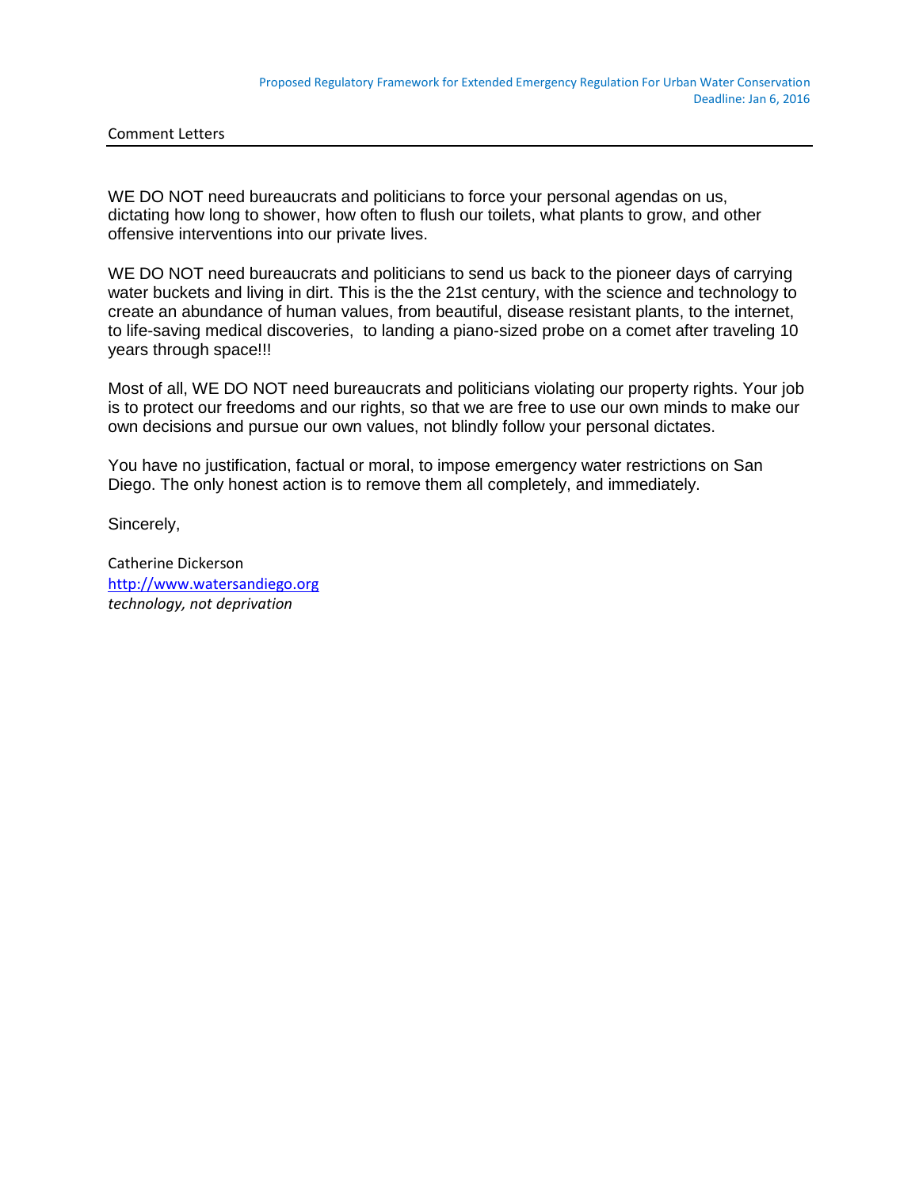Comment Letters

WE DO NOT need bureaucrats and politicians to force your personal agendas on us, dictating how long to shower, how often to flush our toilets, what plants to grow, and other offensive interventions into our private lives.

WE DO NOT need bureaucrats and politicians to send us back to the pioneer days of carrying water buckets and living in dirt. This is the the 21st century, with the science and technology to create an abundance of human values, from beautiful, disease resistant plants, to the internet, to life-saving medical discoveries, to landing a piano-sized probe on a comet after traveling 10 years through space!!!

Most of all, WE DO NOT need bureaucrats and politicians violating our property rights. Your job is to protect our freedoms and our rights, so that we are free to use our own minds to make our own decisions and pursue our own values, not blindly follow your personal dictates.

You have no justification, factual or moral, to impose emergency water restrictions on San Diego. The only honest action is to remove them all completely, and immediately.

Sincerely,

Catherine Dickerson
http://www.watersandiego.org
*technology, not deprivation*